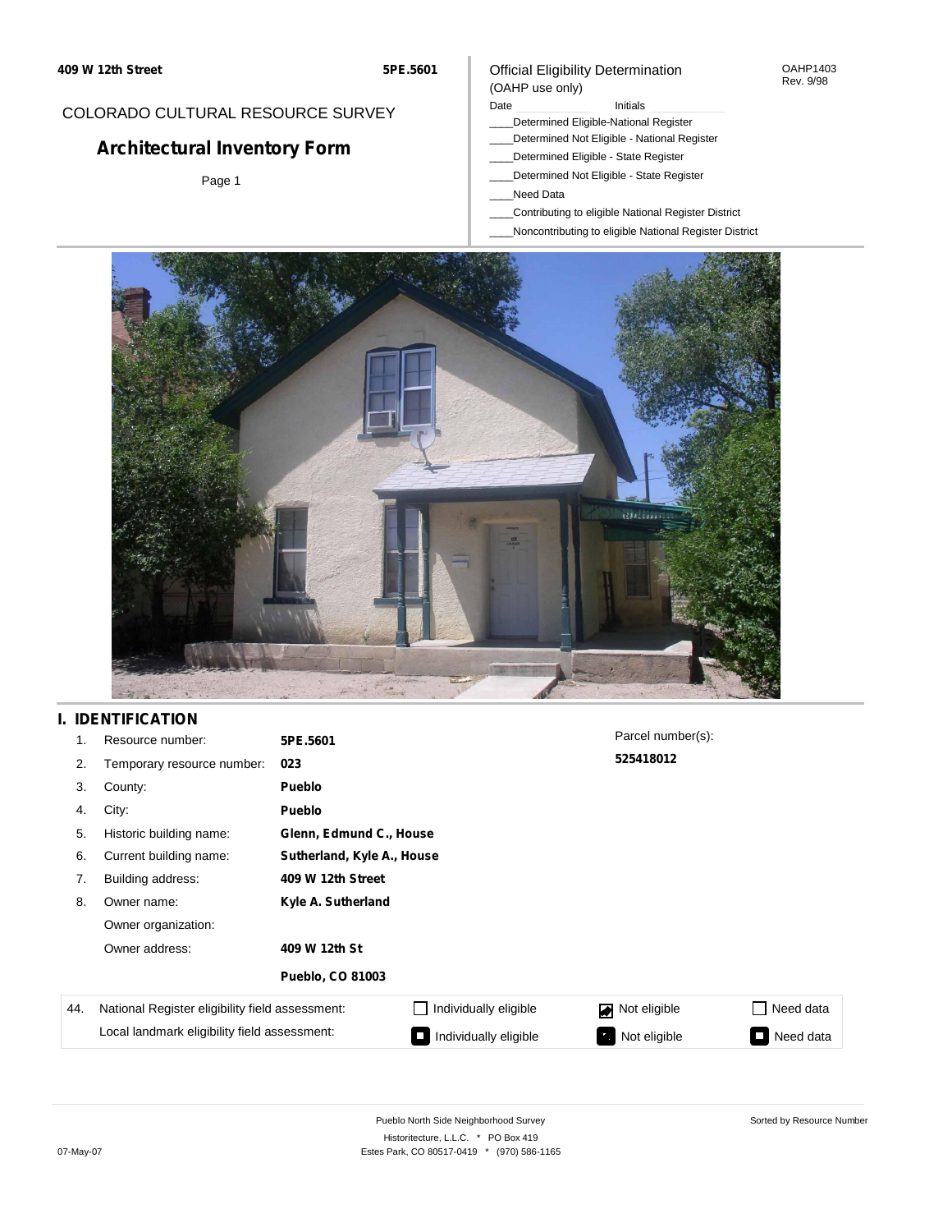409 W 12th Street

5PE.5601

COLORADO CULTURAL RESOURCE SURVEY

# Architectural Inventory Form

Page 1

Official Eligibility Determination
(OAHP use only)

OAHP1403
Rev. 9/98

Date ____________ Initials ____________

____Determined Eligible-National Register
____Determined Not Eligible - National Register
____Determined Eligible - State Register
____Determined Not Eligible - State Register
____Need Data
____Contributing to eligible National Register District
____Noncontributing to eligible National Register District

## I. IDENTIFICATION

| | | |
|---|---|---|
| 1. | Resource number: | **5PE.5601** |
| 2. | Temporary resource number: | **023** |
| 3. | County: | **Pueblo** |
| 4. | City: | **Pueblo** |
| 5. | Historic building name: | **Glenn, Edmund C., House** |
| 6. | Current building name: | **Sutherland, Kyle A., House** |
| 7. | Building address: | **409 W 12th Street** |
| 8. | Owner name: | **Kyle A. Sutherland** |
| | Owner organization: | |
| | Owner address: | **409 W 12th St** |
| | | **Pueblo, CO 81003** |

Parcel number(s):
**525418012**

| 44. | | | | |
|---|---|---|---|---|
| National Register eligibility field assessment: | ☐ Individually eligible | ☑ Not eligible | ☐ Need data |
| Local landmark eligibility field assessment: | ☐ Individually eligible | ☐ Not eligible | ☐ Need data |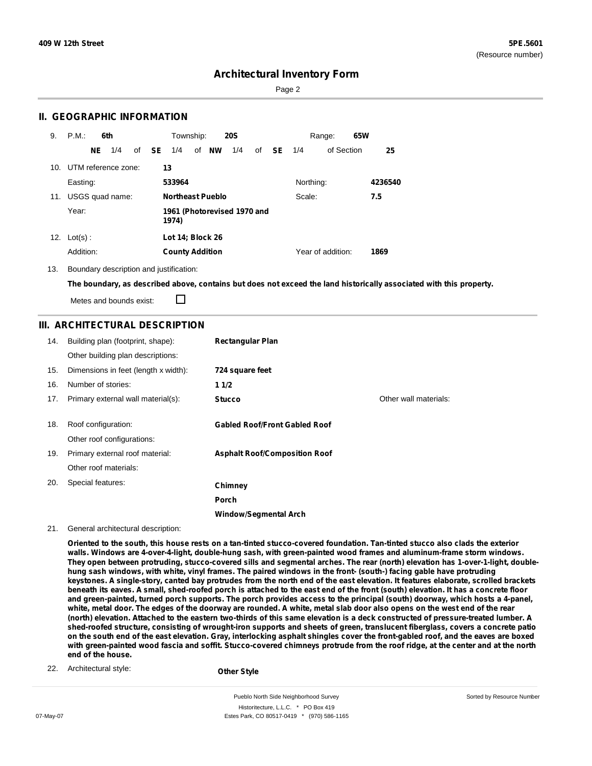## II. GEOGRAPHIC INFORMATION

9. P.M.: **6th** Township: **20S** Range: **65W**

**NE** 1/4 of **SE** 1/4 of **NW** 1/4 of **SE** 1/4 of Section **25**

10. UTM reference zone: **13**

Easting: **533964** Northing: **4236540**

11. USGS quad name: **Northeast Pueblo** Scale: **7.5**

Year: **1961 (Photorevised 1970 and 1974)**

12. Lot(s) : **Lot 14; Block 26**

Addition: **County Addition** Year of addition: **1869**

13. Boundary description and justification:

**The boundary, as described above, contains but does not exceed the land historically associated with this property.**

Metes and bounds exist: ☐

## III. ARCHITECTURAL DESCRIPTION

14. Building plan (footprint, shape): **Rectangular Plan**

Other building plan descriptions:

15. Dimensions in feet (length x width): **724 square feet**

16. Number of stories: **1 1/2**

17. Primary external wall material(s): **Stucco** Other wall materials:

18. Roof configuration: **Gabled Roof/Front Gabled Roof**

Other roof configurations:

19. Primary external roof material: **Asphalt Roof/Composition Roof**

Other roof materials:

20. Special features: **Chimney**

**Porch**

**Window/Segmental Arch**

21. General architectural description:

**Oriented to the south, this house rests on a tan-tinted stucco-covered foundation. Tan-tinted stucco also clads the exterior walls. Windows are 4-over-4-light, double-hung sash, with green-painted wood frames and aluminum-frame storm windows. They open between protruding, stucco-covered sills and segmental arches. The rear (north) elevation has 1-over-1-light, double-hung sash windows, with white, vinyl frames. The paired windows in the front- (south-) facing gable have protruding keystones. A single-story, canted bay protrudes from the north end of the east elevation. It features elaborate, scrolled brackets beneath its eaves. A small, shed-roofed porch is attached to the east end of the front (south) elevation. It has a concrete floor and green-painted, turned porch supports. The porch provides access to the principal (south) doorway, which hosts a 4-panel, white, metal door. The edges of the doorway are rounded. A white, metal slab door also opens on the west end of the rear (north) elevation. Attached to the eastern two-thirds of this same elevation is a deck constructed of pressure-treated lumber. A shed-roofed structure, consisting of wrought-iron supports and sheets of green, translucent fiberglass, covers a concrete patio on the south end of the east elevation. Gray, interlocking asphalt shingles cover the front-gabled roof, and the eaves are boxed with green-painted wood fascia and soffit. Stucco-covered chimneys protrude from the roof ridge, at the center and at the north end of the house.**

22. Architectural style: **Other Style**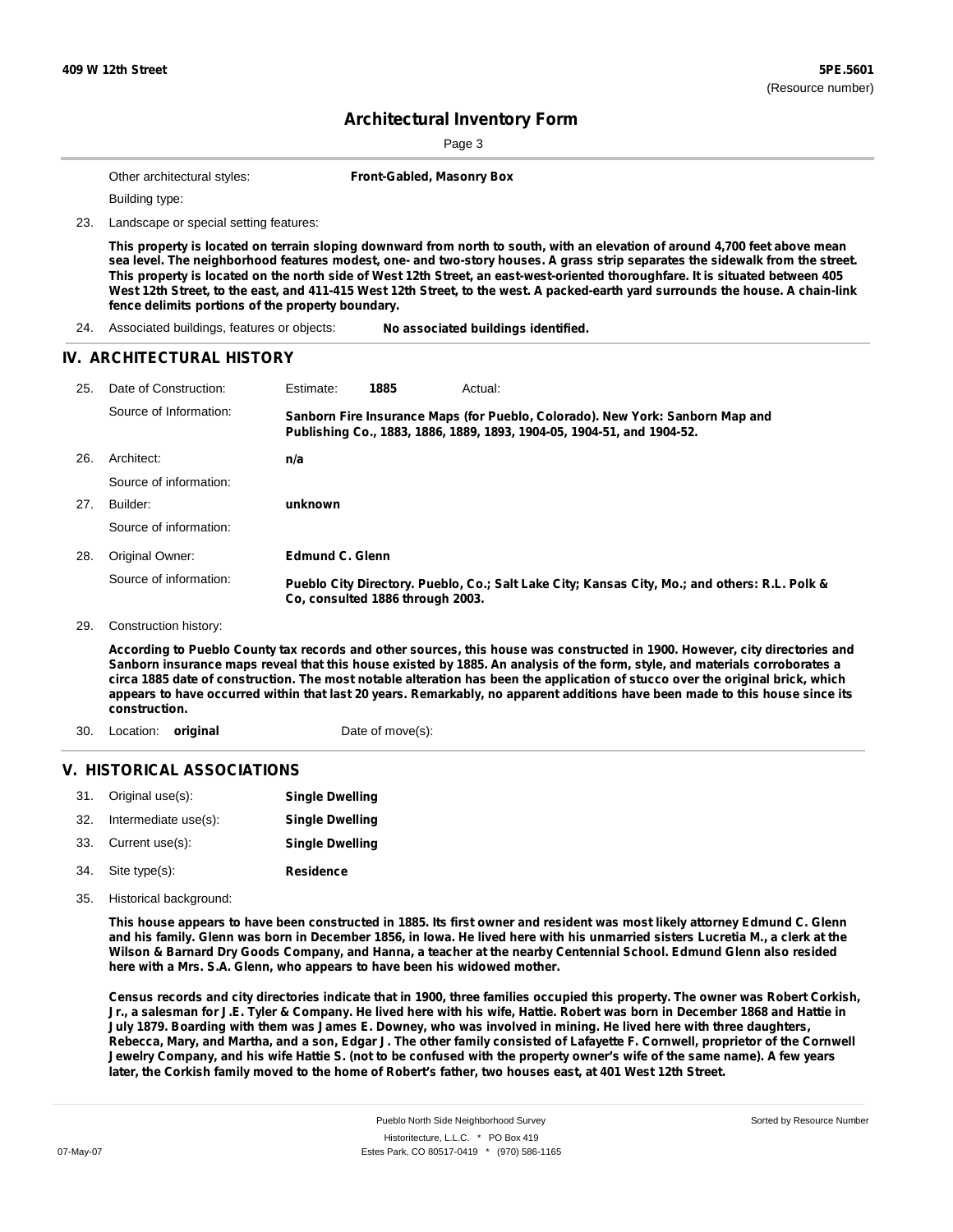Other architectural styles: **Front-Gabled, Masonry Box**

Building type:

23. Landscape or special setting features:

**This property is located on terrain sloping downward from north to south, with an elevation of around 4,700 feet above mean sea level. The neighborhood features modest, one- and two-story houses. A grass strip separates the sidewalk from the street. This property is located on the north side of West 12th Street, an east-west-oriented thoroughfare. It is situated between 405 West 12th Street, to the east, and 411-415 West 12th Street, to the west. A packed-earth yard surrounds the house. A chain-link fence delimits portions of the property boundary.**

24. Associated buildings, features or objects: **No associated buildings identified.**

## IV. ARCHITECTURAL HISTORY

25. Date of Construction: Estimate: **1885** Actual:

Source of Information: **Sanborn Fire Insurance Maps (for Pueblo, Colorado). New York: Sanborn Map and Publishing Co., 1883, 1886, 1889, 1893, 1904-05, 1904-51, and 1904-52.**

26. Architect: **n/a**

Source of information:

27. Builder: **unknown**

Source of information:

28. Original Owner: **Edmund C. Glenn**

Source of information: **Pueblo City Directory. Pueblo, Co.; Salt Lake City; Kansas City, Mo.; and others: R.L. Polk & Co, consulted 1886 through 2003.**

29. Construction history:

**According to Pueblo County tax records and other sources, this house was constructed in 1900. However, city directories and Sanborn insurance maps reveal that this house existed by 1885. An analysis of the form, style, and materials corroborates a circa 1885 date of construction. The most notable alteration has been the application of stucco over the original brick, which appears to have occurred within that last 20 years. Remarkably, no apparent additions have been made to this house since its construction.**

30. Location: **original** Date of move(s):

## V. HISTORICAL ASSOCIATIONS

31. Original use(s): **Single Dwelling**
32. Intermediate use(s): **Single Dwelling**
33. Current use(s): **Single Dwelling**
34. Site type(s): **Residence**
35. Historical background:

**This house appears to have been constructed in 1885. Its first owner and resident was most likely attorney Edmund C. Glenn and his family. Glenn was born in December 1856, in Iowa. He lived here with his unmarried sisters Lucretia M., a clerk at the Wilson & Barnard Dry Goods Company, and Hanna, a teacher at the nearby Centennial School. Edmund Glenn also resided here with a Mrs. S.A. Glenn, who appears to have been his widowed mother.**

**Census records and city directories indicate that in 1900, three families occupied this property. The owner was Robert Corkish, Jr., a salesman for J.E. Tyler & Company. He lived here with his wife, Hattie. Robert was born in December 1868 and Hattie in July 1879. Boarding with them was James E. Downey, who was involved in mining. He lived here with three daughters, Rebecca, Mary, and Martha, and a son, Edgar J. The other family consisted of Lafayette F. Cornwell, proprietor of the Cornwell Jewelry Company, and his wife Hattie S. (not to be confused with the property owner's wife of the same name). A few years later, the Corkish family moved to the home of Robert's father, two houses east, at 401 West 12th Street.**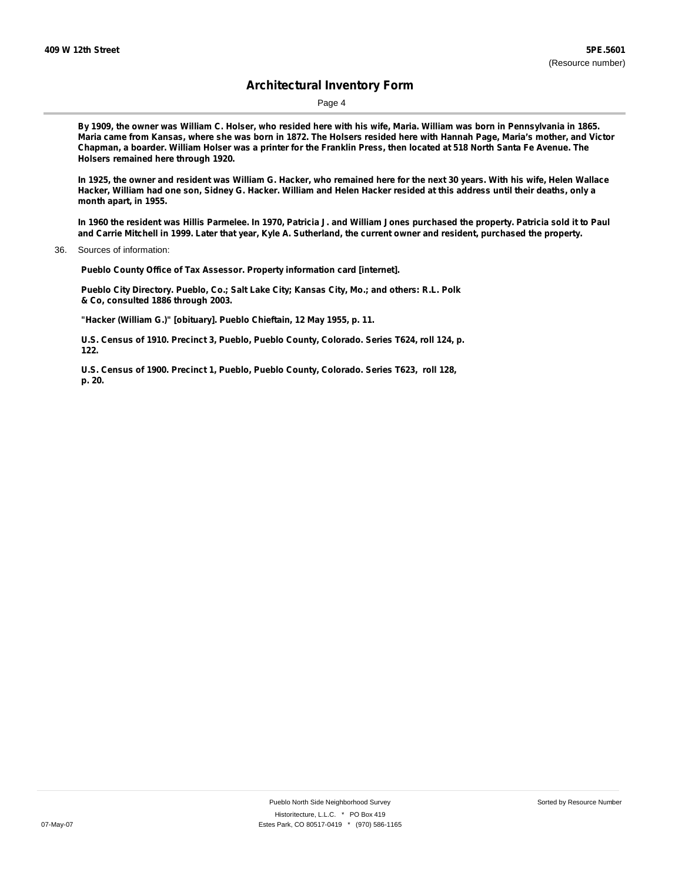By 1909, the owner was William C. Holser, who resided here with his wife, Maria. William was born in Pennsylvania in 1865. Maria came from Kansas, where she was born in 1872. The Holsers resided here with Hannah Page, Maria's mother, and Victor Chapman, a boarder. William Holser was a printer for the Franklin Press, then located at 518 North Santa Fe Avenue. The Holsers remained here through 1920.

In 1925, the owner and resident was William G. Hacker, who remained here for the next 30 years. With his wife, Helen Wallace Hacker, William had one son, Sidney G. Hacker. William and Helen Hacker resided at this address until their deaths, only a month apart, in 1955.

In 1960 the resident was Hillis Parmelee. In 1970, Patricia J. and William Jones purchased the property. Patricia sold it to Paul and Carrie Mitchell in 1999. Later that year, Kyle A. Sutherland, the current owner and resident, purchased the property.

36. Sources of information:

Pueblo County Office of Tax Assessor. Property information card [internet].

Pueblo City Directory. Pueblo, Co.; Salt Lake City; Kansas City, Mo.; and others: R.L. Polk & Co, consulted 1886 through 2003.

"Hacker (William G.)" [obituary]. Pueblo Chieftain, 12 May 1955, p. 11.

U.S. Census of 1910. Precinct 3, Pueblo, Pueblo County, Colorado. Series T624, roll 124, p. 122.

U.S. Census of 1900. Precinct 1, Pueblo, Pueblo County, Colorado. Series T623, roll 128, p. 20.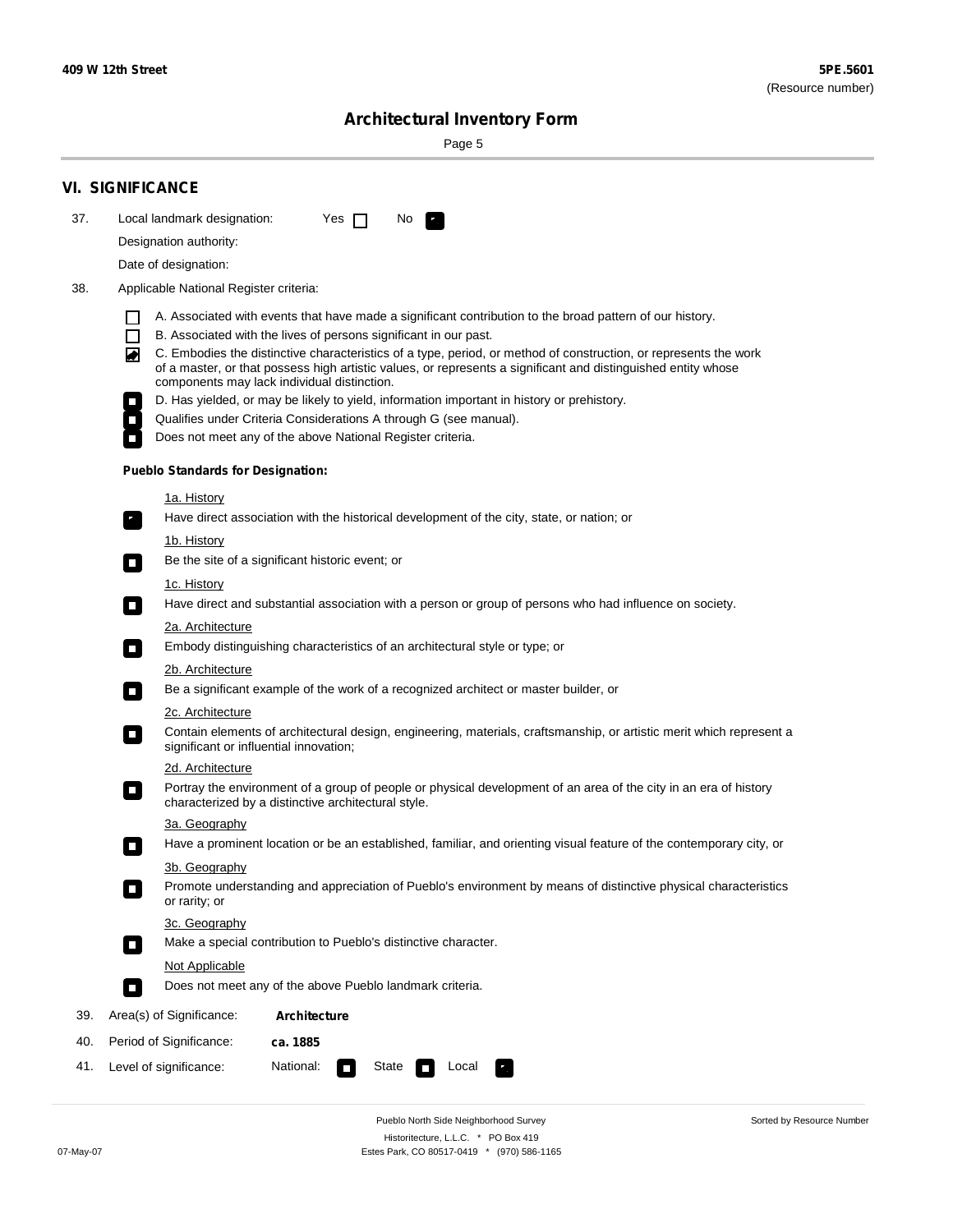## VI. SIGNIFICANCE

37. Local landmark designation: Yes ☐ No ☑

Designation authority:

Date of designation:

38. Applicable National Register criteria:

- ☐ A. Associated with events that have made a significant contribution to the broad pattern of our history.
- ☐ B. Associated with the lives of persons significant in our past.
- ☑ C. Embodies the distinctive characteristics of a type, period, or method of construction, or represents the work of a master, or that possess high artistic values, or represents a significant and distinguished entity whose components may lack individual distinction.
- ☐ D. Has yielded, or may be likely to yield, information important in history or prehistory.
- ☐ Qualifies under Criteria Considerations A through G (see manual).
- ☐ Does not meet any of the above National Register criteria.

**Pueblo Standards for Designation:**

1a. History
- ☑ Have direct association with the historical development of the city, state, or nation; or

1b. History
- ☐ Be the site of a significant historic event; or

1c. History
- ☐ Have direct and substantial association with a person or group of persons who had influence on society.

2a. Architecture
- ☐ Embody distinguishing characteristics of an architectural style or type; or

2b. Architecture
- ☐ Be a significant example of the work of a recognized architect or master builder, or

2c. Architecture
- ☐ Contain elements of architectural design, engineering, materials, craftsmanship, or artistic merit which represent a significant or influential innovation;

2d. Architecture
- ☐ Portray the environment of a group of people or physical development of an area of the city in an era of history characterized by a distinctive architectural style.

3a. Geography
- ☐ Have a prominent location or be an established, familiar, and orienting visual feature of the contemporary city, or

3b. Geography
- ☐ Promote understanding and appreciation of Pueblo's environment by means of distinctive physical characteristics or rarity; or

3c. Geography
- ☐ Make a special contribution to Pueblo's distinctive character.

Not Applicable
- ☐ Does not meet any of the above Pueblo landmark criteria.

39. Area(s) of Significance: **Architecture**

40. Period of Significance: **ca. 1885**

41. Level of significance: National: ☐ State ☐ Local ☑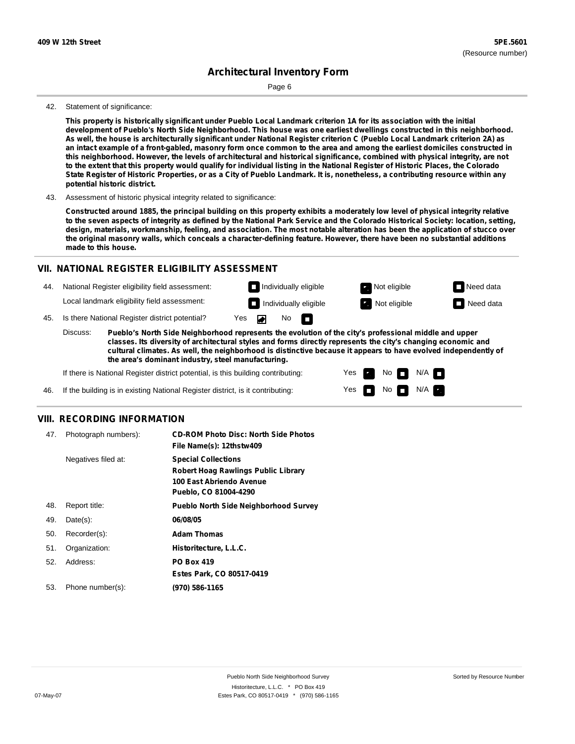**409 W 12th Street** | **5PE.5601** (Resource number)

# Architectural Inventory Form

42. Statement of significance:

**This property is historically significant under Pueblo Local Landmark criterion 1A for its association with the initial development of Pueblo's North Side Neighborhood. This house was one earliest dwellings constructed in this neighborhood. As well, the house is architecturally significant under National Register criterion C (Pueblo Local Landmark criterion 2A) as an intact example of a front-gabled, masonry form once common to the area and among the earliest domiciles constructed in this neighborhood. However, the levels of architectural and historical significance, combined with physical integrity, are not to the extent that this property would qualify for individual listing in the National Register of Historic Places, the Colorado State Register of Historic Properties, or as a City of Pueblo Landmark. It is, nonetheless, a contributing resource within any potential historic district.**

43. Assessment of historic physical integrity related to significance:

**Constructed around 1885, the principal building on this property exhibits a moderately low level of physical integrity relative to the seven aspects of integrity as defined by the National Park Service and the Colorado Historical Society: location, setting, design, materials, workmanship, feeling, and association. The most notable alteration has been the application of stucco over the original masonry walls, which conceals a character-defining feature. However, there have been no substantial additions made to this house.**

## VII. NATIONAL REGISTER ELIGIBILITY ASSESSMENT

44. National Register eligibility field assessment: ☐ Individually eligible ☑ Not eligible ☐ Need data

Local landmark eligibility field assessment: ☐ Individually eligible ☑ Not eligible ☐ Need data

45. Is there National Register district potential? Yes ☑ No ☐

Discuss: **Pueblo's North Side Neighborhood represents the evolution of the city's professional middle and upper classes. Its diversity of architectural styles and forms directly represents the city's changing economic and cultural climates. As well, the neighborhood is distinctive because it appears to have evolved independently of the area's dominant industry, steel manufacturing.**

If there is National Register district potential, is this building contributing: Yes ☑ No ☐ N/A ☐

46. If the building is in existing National Register district, is it contributing: Yes ☐ No ☐ N/A ☑

## VIII. RECORDING INFORMATION

| | | |
|---|---|---|
| 47. | Photograph numbers): | **CD-ROM Photo Disc: North Side Photos**<br>**File Name(s): 12thstw409** |
| | Negatives filed at: | **Special Collections**<br>**Robert Hoag Rawlings Public Library**<br>**100 East Abriendo Avenue**<br>**Pueblo, CO 81004-4290** |
| 48. | Report title: | **Pueblo North Side Neighborhood Survey** |
| 49. | Date(s): | **06/08/05** |
| 50. | Recorder(s): | **Adam Thomas** |
| 51. | Organization: | **Historitecture, L.L.C.** |
| 52. | Address: | **PO Box 419**<br>**Estes Park, CO 80517-0419** |
| 53. | Phone number(s): | **(970) 586-1165** |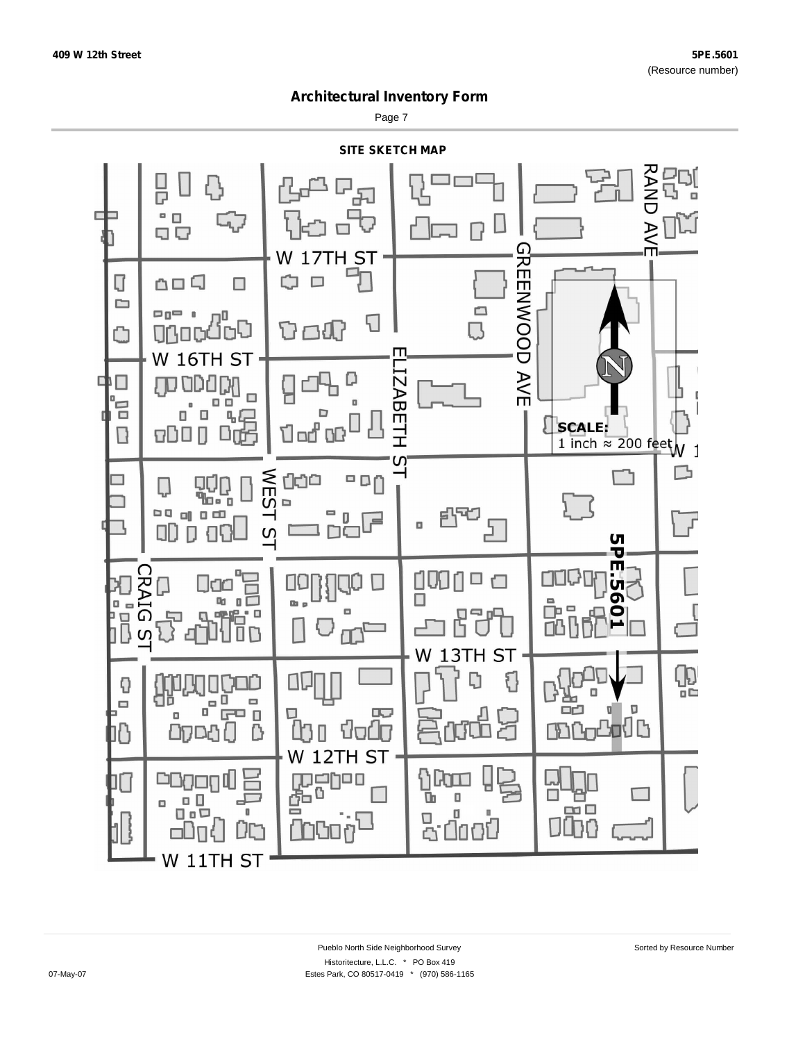# Architectural Inventory Form

## SITE SKETCH MAP

W 17TH ST

W 16TH ST

W 13TH ST

W 12TH ST

W 11TH ST

RAND AVE

GREENWOOD AVE

ELIZABETH ST

WEST ST

CRAIG ST

5PE.5601

N

**SCALE:**
1 inch ≈ 200 feet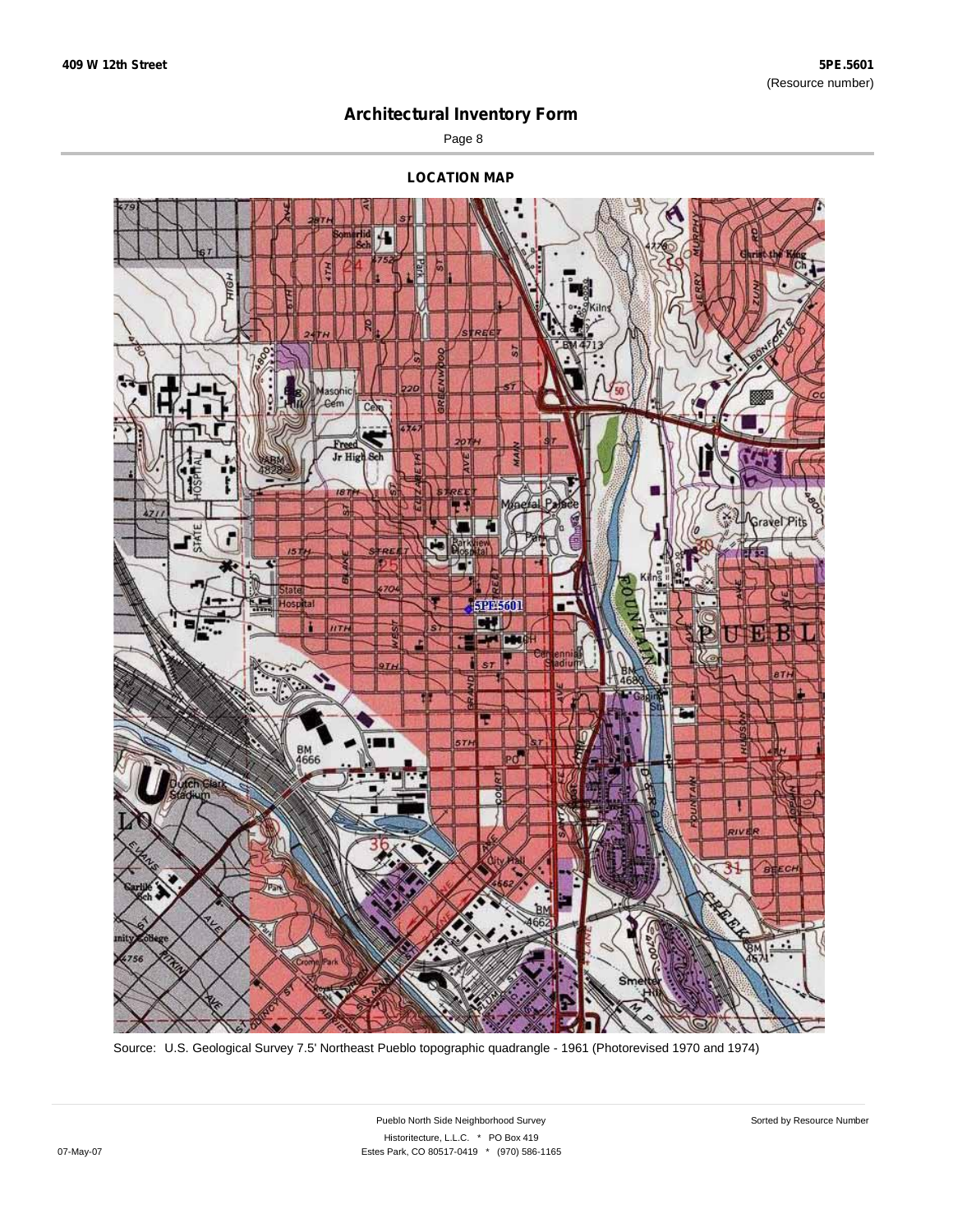## LOCATION MAP

Source: U.S. Geological Survey 7.5' Northeast Pueblo topographic quadrangle - 1961 (Photorevised 1970 and 1974)